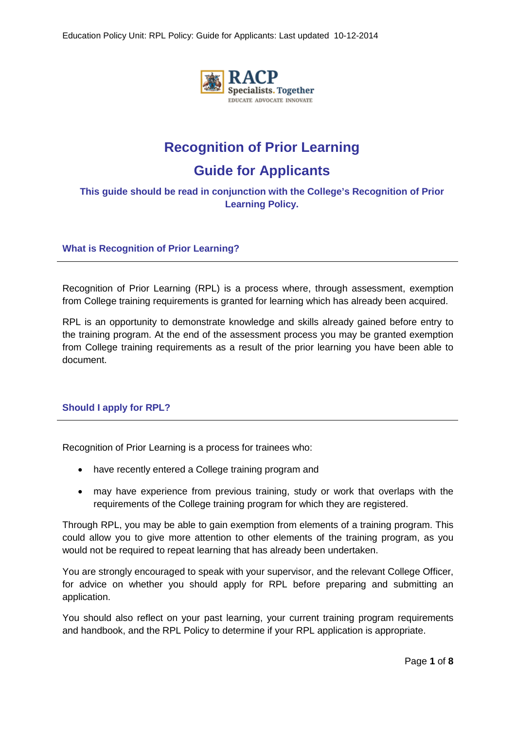# Recognition of Prior Learning

# Guide for Applicants

**This guide should be read in conjunction with the College's Recognition of Prior Learning Policy.**

## What is Recognition of Prior Learning?

Recognition of Prior Learning (RPL) is a process where, through assessment, exemption from College training requirements is granted for learning which has already been acquired.

RPL is an opportunity to demonstrate knowledge and skills already gained before entry to the training program. At the end of the assessment process you may be granted exemption from College training requirements as a result of the prior learning you have been able to document.

## Should I apply for RPL?

Recognition of Prior Learning is a process for trainees who:

- have recently entered a College training program and
- may have experience from previous training, study or work that overlaps with the requirements of the College training program for which they are registered.

Through RPL, you may be able to gain exemption from elements of a training program. This could allow you to give more attention to other elements of the training program, as you would not be required to repeat learning that has already been undertaken.

You are strongly encouraged to speak with your supervisor, and the relevant College Officer, for advice on whether you should apply for RPL before preparing and submitting an application.

You should also reflect on your past learning, your current training program requirements and handbook, and the RPL Policy to determine if your RPL application is appropriate.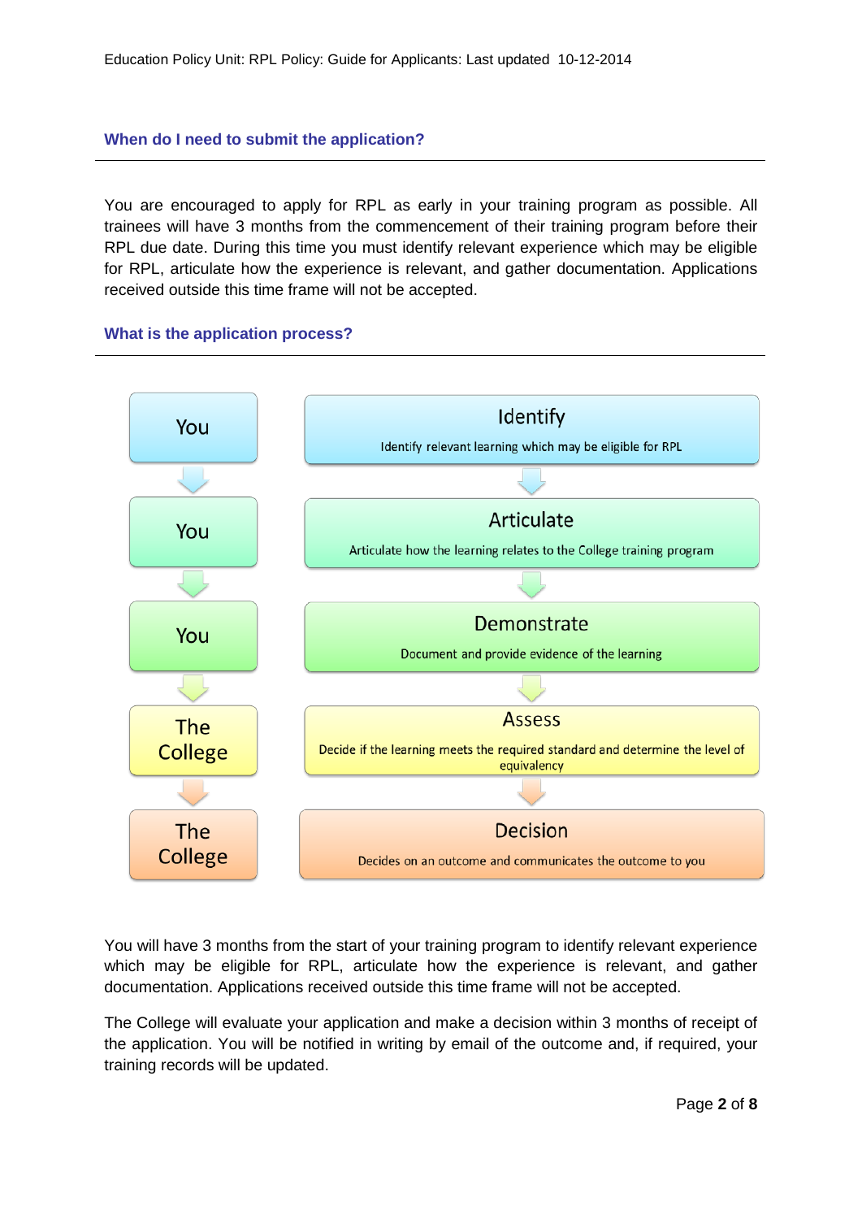### When do I need to submit the application?

You are encouraged to apply for RPL as early in your training program as possible. All trainees will have 3 months from the commencement of their training program before their RPL due date. During this time you must identify relevant experience which may be eligible for RPL, articulate how the experience is relevant, and gather documentation. Applications received outside this time frame will not be accepted.

### What is the application process?

| Who | Step |
|---|---|
| You | **Identify** – Identify relevant learning which may be eligible for RPL |
| You | **Articulate** – Articulate how the learning relates to the College training program |
| You | **Demonstrate** – Document and provide evidence of the learning |
| The College | **Assess** – Decide if the learning meets the required standard and determine the level of equivalency |
| The College | **Decision** – Decides on an outcome and communicates the outcome to you |

You will have 3 months from the start of your training program to identify relevant experience which may be eligible for RPL, articulate how the experience is relevant, and gather documentation. Applications received outside this time frame will not be accepted.

The College will evaluate your application and make a decision within 3 months of receipt of the application. You will be notified in writing by email of the outcome and, if required, your training records will be updated.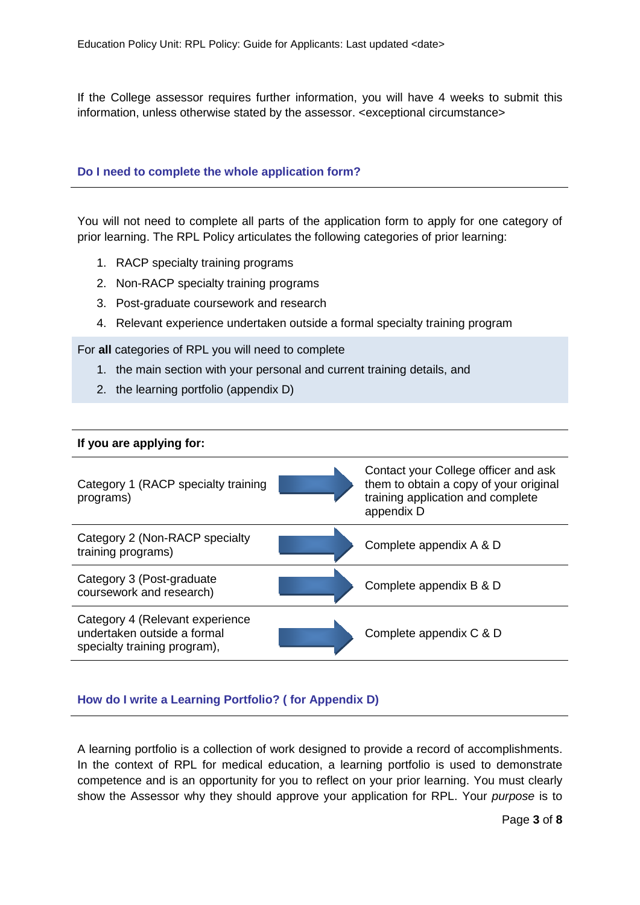If the College assessor requires further information, you will have 4 weeks to submit this information, unless otherwise stated by the assessor. <exceptional circumstance>

### Do I need to complete the whole application form?

You will not need to complete all parts of the application form to apply for one category of prior learning. The RPL Policy articulates the following categories of prior learning:

1. RACP specialty training programs
2. Non-RACP specialty training programs
3. Post-graduate coursework and research
4. Relevant experience undertaken outside a formal specialty training program

For **all** categories of RPL you will need to complete

1. the main section with your personal and current training details, and
2. the learning portfolio (appendix D)

| If you are applying for: | | |
|---|---|---|
| Category 1 (RACP specialty training programs) | → | Contact your College officer and ask them to obtain a copy of your original training application and complete appendix D |
| Category 2 (Non-RACP specialty training programs) | → | Complete appendix A & D |
| Category 3 (Post-graduate coursework and research) | → | Complete appendix B & D |
| Category 4 (Relevant experience undertaken outside a formal specialty training program), | → | Complete appendix C & D |

### How do I write a Learning Portfolio? ( for Appendix D)

A learning portfolio is a collection of work designed to provide a record of accomplishments. In the context of RPL for medical education, a learning portfolio is used to demonstrate competence and is an opportunity for you to reflect on your prior learning. You must clearly show the Assessor why they should approve your application for RPL. Your *purpose* is to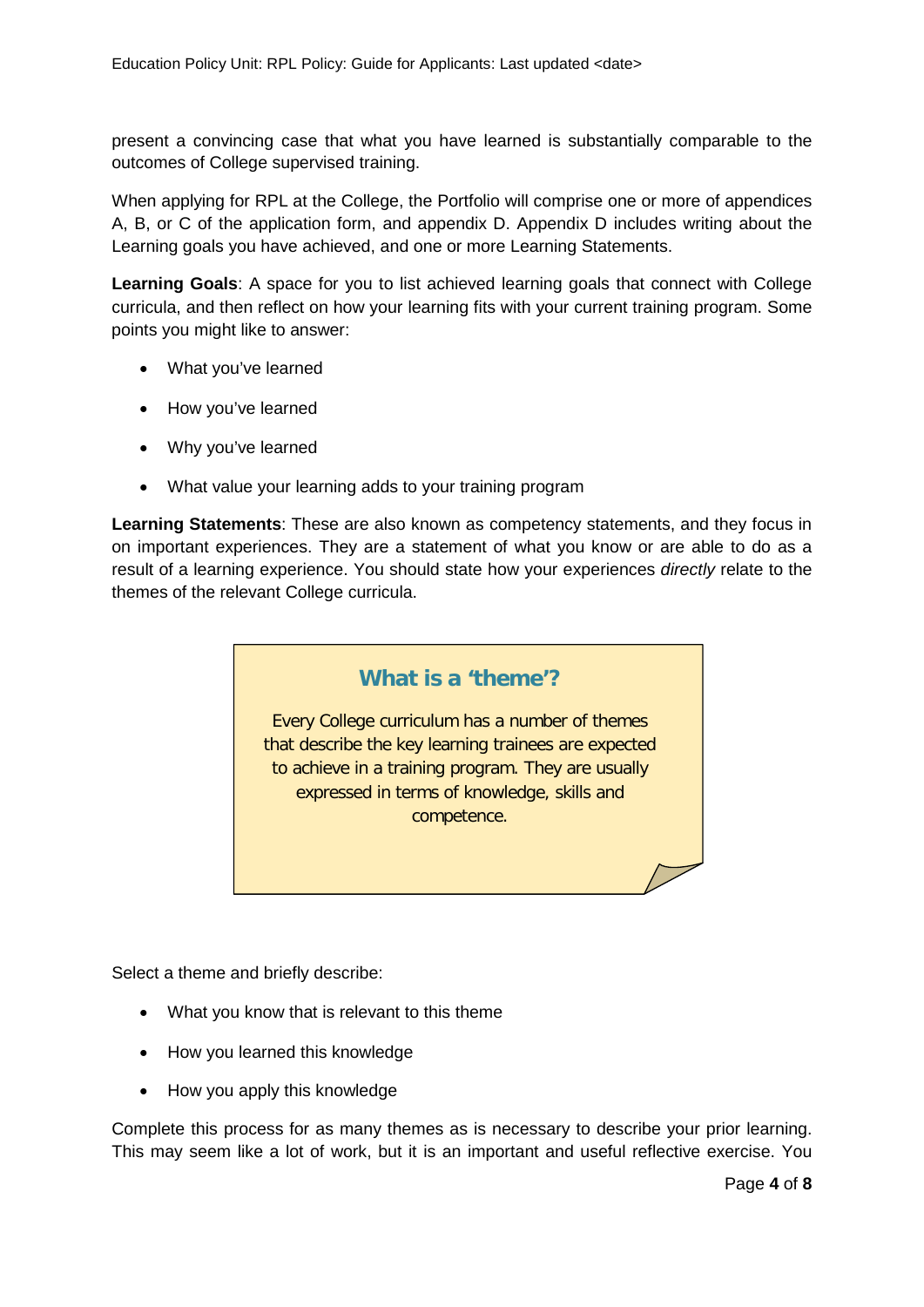present a convincing case that what you have learned is substantially comparable to the outcomes of College supervised training.

When applying for RPL at the College, the Portfolio will comprise one or more of appendices A, B, or C of the application form, and appendix D. Appendix D includes writing about the Learning goals you have achieved, and one or more Learning Statements.

**Learning Goals**: A space for you to list achieved learning goals that connect with College curricula, and then reflect on how your learning fits with your current training program. Some points you might like to answer:

- What you've learned
- How you've learned
- Why you've learned
- What value your learning adds to your training program

**Learning Statements**: These are also known as competency statements, and they focus in on important experiences. They are a statement of what you know or are able to do as a result of a learning experience. You should state how your experiences *directly* relate to the themes of the relevant College curricula.

### What is a 'theme'?

Every College curriculum has a number of themes that describe the key learning trainees are expected to achieve in a training program. They are usually expressed in terms of knowledge, skills and competence.

Select a theme and briefly describe:

- What you know that is relevant to this theme
- How you learned this knowledge
- How you apply this knowledge

Complete this process for as many themes as is necessary to describe your prior learning. This may seem like a lot of work, but it is an important and useful reflective exercise. You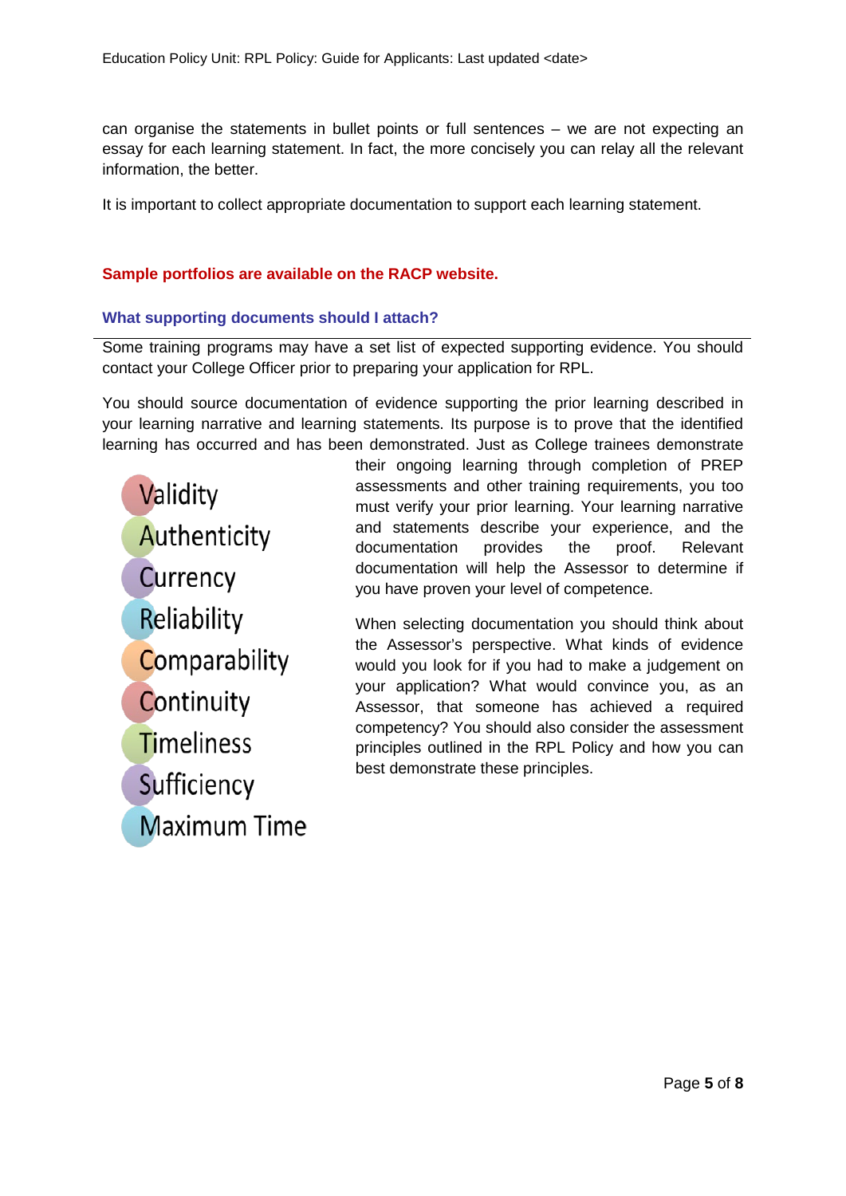can organise the statements in bullet points or full sentences – we are not expecting an essay for each learning statement. In fact, the more concisely you can relay all the relevant information, the better.

It is important to collect appropriate documentation to support each learning statement.

**Sample portfolios are available on the RACP website.**

### What supporting documents should I attach?

Some training programs may have a set list of expected supporting evidence. You should contact your College Officer prior to preparing your application for RPL.

You should source documentation of evidence supporting the prior learning described in your learning narrative and learning statements. Its purpose is to prove that the identified learning has occurred and has been demonstrated. Just as College trainees demonstrate their ongoing learning through completion of PREP assessments and other training requirements, you too must verify your prior learning. Your learning narrative and statements describe your experience, and the documentation provides the proof. Relevant documentation will help the Assessor to determine if you have proven your level of competence.

When selecting documentation you should think about the Assessor's perspective. What kinds of evidence would you look for if you had to make a judgement on your application? What would convince you, as an Assessor, that someone has achieved a required competency? You should also consider the assessment principles outlined in the RPL Policy and how you can best demonstrate these principles.

- Validity
- Authenticity
- Currency
- Reliability
- Comparability
- Continuity
- Timeliness
- Sufficiency
- Maximum Time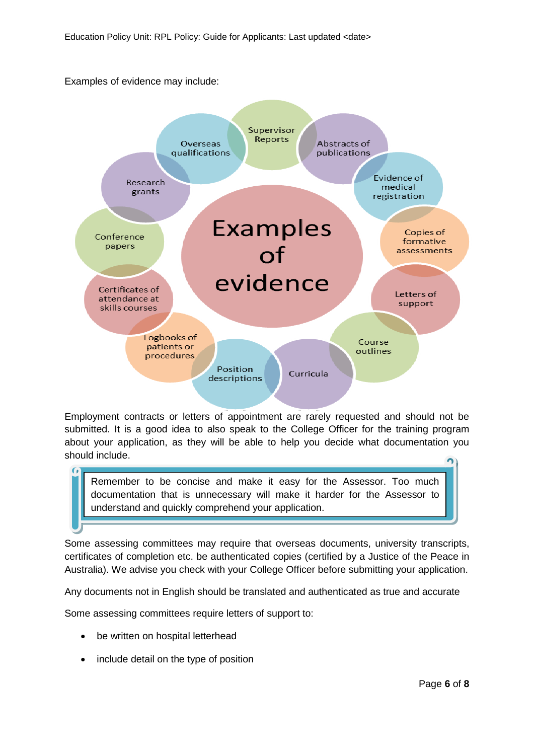Examples of evidence may include:

**Examples of evidence**

- Supervisor Reports
- Abstracts of publications
- Evidence of medical registration
- Copies of formative assessments
- Letters of support
- Course outlines
- Curricula
- Position descriptions
- Logbooks of patients or procedures
- Certificates of attendance at skills courses
- Conference papers
- Research grants
- Overseas qualifications

Employment contracts or letters of appointment are rarely requested and should not be submitted. It is a good idea to also speak to the College Officer for the training program about your application, as they will be able to help you decide what documentation you should include.

> Remember to be concise and make it easy for the Assessor. Too much documentation that is unnecessary will make it harder for the Assessor to understand and quickly comprehend your application.

Some assessing committees may require that overseas documents, university transcripts, certificates of completion etc. be authenticated copies (certified by a Justice of the Peace in Australia). We advise you check with your College Officer before submitting your application.

Any documents not in English should be translated and authenticated as true and accurate

Some assessing committees require letters of support to:

- be written on hospital letterhead
- include detail on the type of position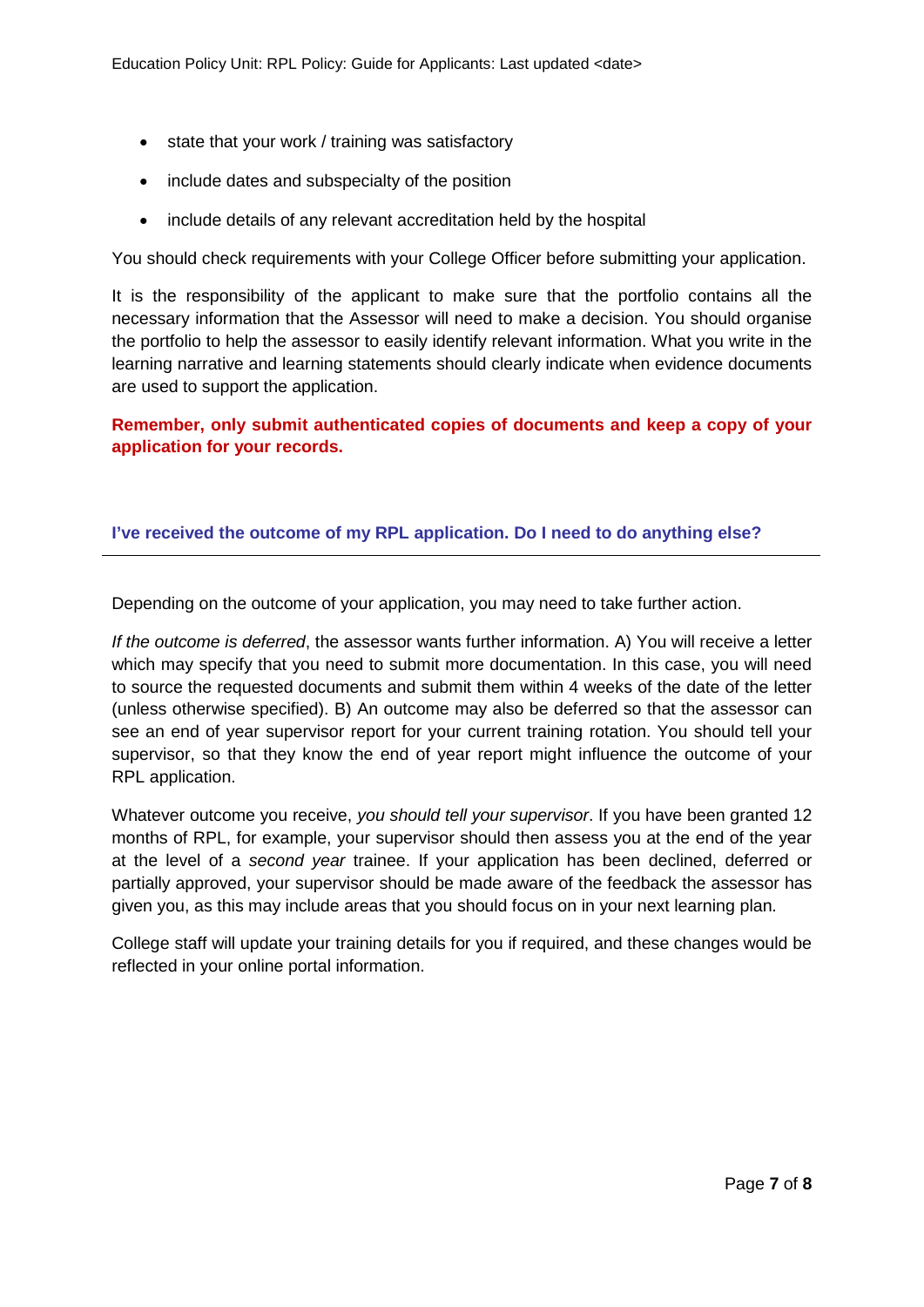- state that your work / training was satisfactory
- include dates and subspecialty of the position
- include details of any relevant accreditation held by the hospital

You should check requirements with your College Officer before submitting your application.

It is the responsibility of the applicant to make sure that the portfolio contains all the necessary information that the Assessor will need to make a decision. You should organise the portfolio to help the assessor to easily identify relevant information. What you write in the learning narrative and learning statements should clearly indicate when evidence documents are used to support the application.

**Remember, only submit authenticated copies of documents and keep a copy of your application for your records.**

### I've received the outcome of my RPL application. Do I need to do anything else?

Depending on the outcome of your application, you may need to take further action.

*If the outcome is deferred*, the assessor wants further information. A) You will receive a letter which may specify that you need to submit more documentation. In this case, you will need to source the requested documents and submit them within 4 weeks of the date of the letter (unless otherwise specified). B) An outcome may also be deferred so that the assessor can see an end of year supervisor report for your current training rotation. You should tell your supervisor, so that they know the end of year report might influence the outcome of your RPL application.

Whatever outcome you receive, *you should tell your supervisor*. If you have been granted 12 months of RPL, for example, your supervisor should then assess you at the end of the year at the level of a *second year* trainee. If your application has been declined, deferred or partially approved, your supervisor should be made aware of the feedback the assessor has given you, as this may include areas that you should focus on in your next learning plan.

College staff will update your training details for you if required, and these changes would be reflected in your online portal information.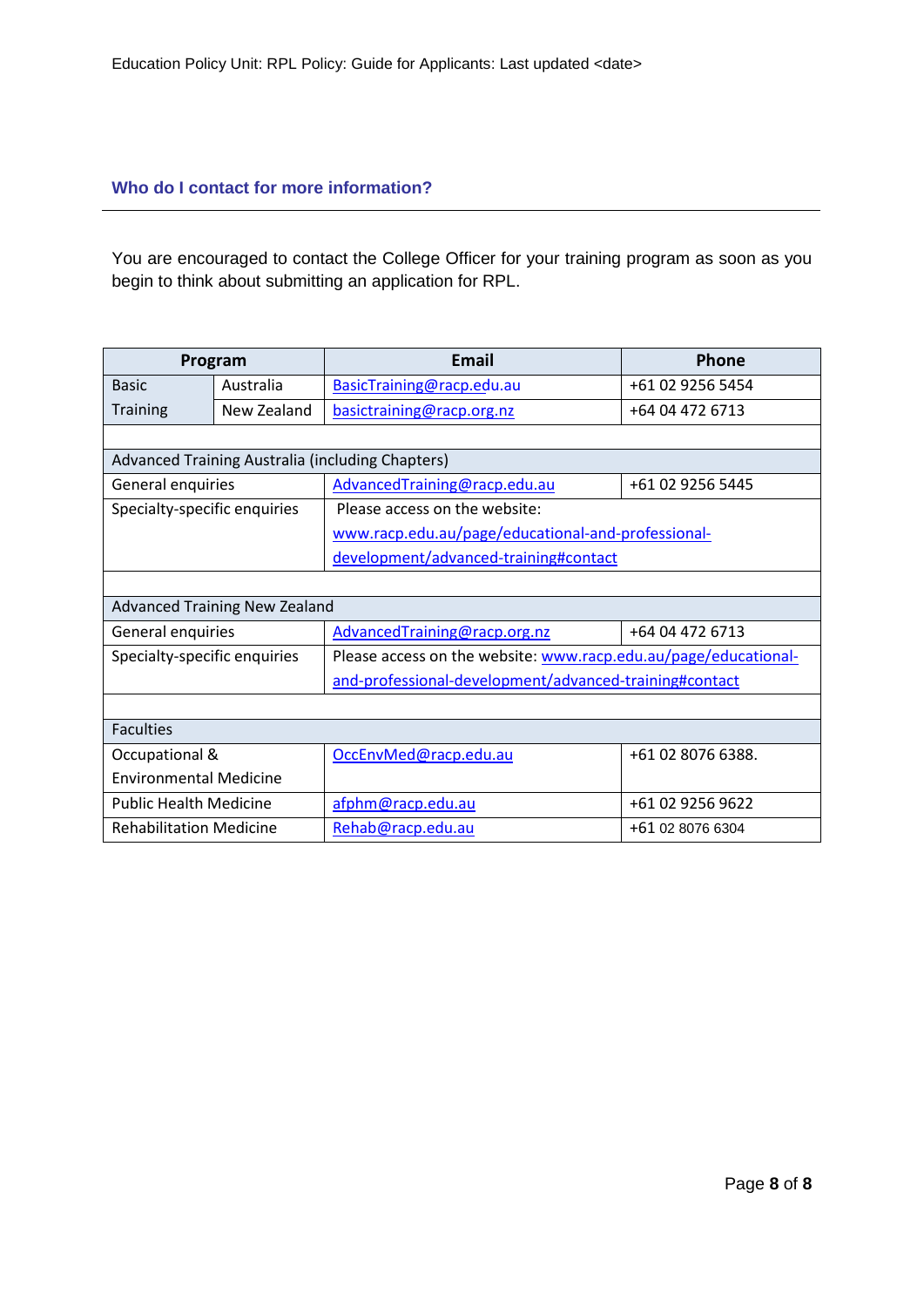## Who do I contact for more information?

You are encouraged to contact the College Officer for your training program as soon as you begin to think about submitting an application for RPL.

| Program | | Email | Phone |
|---|---|---|---|
| Basic Training | Australia | BasicTraining@racp.edu.au | +61 02 9256 5454 |
| | New Zealand | basictraining@racp.org.nz | +64 04 472 6713 |
| | | | |
| Advanced Training Australia (including Chapters) | | | |
| General enquiries | | AdvancedTraining@racp.edu.au | +61 02 9256 5445 |
| Specialty-specific enquiries | | Please access on the website: www.racp.edu.au/page/educational-and-professional-development/advanced-training#contact | |
| | | | |
| Advanced Training New Zealand | | | |
| General enquiries | | AdvancedTraining@racp.org.nz | +64 04 472 6713 |
| Specialty-specific enquiries | | Please access on the website: www.racp.edu.au/page/educational-and-professional-development/advanced-training#contact | |
| | | | |
| Faculties | | | |
| Occupational & Environmental Medicine | | OccEnvMed@racp.edu.au | +61 02 8076 6388. |
| Public Health Medicine | | afphm@racp.edu.au | +61 02 9256 9622 |
| Rehabilitation Medicine | | Rehab@racp.edu.au | +61 02 8076 6304 |